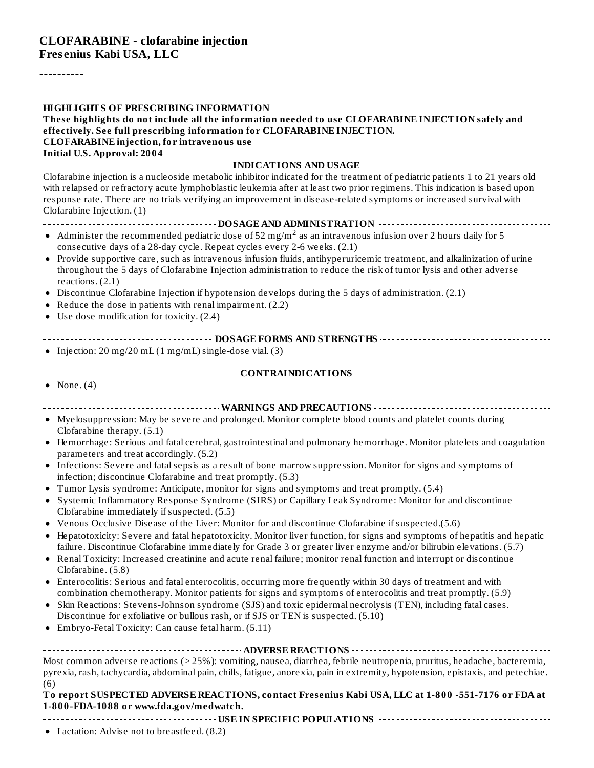# CLOFARABINE - clofarabine injection
**Fresenius Kabi USA, LLC**

----------

**HIGHLIGHTS OF PRESCRIBING INFORMATION**

**These highlights do not include all the information needed to use CLOFARABINE INJECTION safely and effectively. See full prescribing information for CLOFARABINE INJECTION.**

**CLOFARABINE injection, for intravenous use**

**Initial U.S. Approval: 2004**

## INDICATIONS AND USAGE

Clofarabine injection is a nucleoside metabolic inhibitor indicated for the treatment of pediatric patients 1 to 21 years old with relapsed or refractory acute lymphoblastic leukemia after at least two prior regimens. This indication is based upon response rate. There are no trials verifying an improvement in disease-related symptoms or increased survival with Clofarabine Injection. (1)

## DOSAGE AND ADMINISTRATION

- Administer the recommended pediatric dose of 52 $mg/m^2$ as an intravenous infusion over 2 hours daily for 5 consecutive days of a 28-day cycle. Repeat cycles every 2-6 weeks. (2.1)
- Provide supportive care, such as intravenous infusion fluids, antihyperuricemic treatment, and alkalinization of urine throughout the 5 days of Clofarabine Injection administration to reduce the risk of tumor lysis and other adverse reactions. (2.1)
- Discontinue Clofarabine Injection if hypotension develops during the 5 days of administration. (2.1)
- Reduce the dose in patients with renal impairment. (2.2)
- Use dose modification for toxicity. (2.4)

## DOSAGE FORMS AND STRENGTHS

- Injection: 20 mg/20 mL (1 mg/mL) single-dose vial. (3)

## CONTRAINDICATIONS

- None. (4)

## WARNINGS AND PRECAUTIONS

- Myelosuppression: May be severe and prolonged. Monitor complete blood counts and platelet counts during Clofarabine therapy. (5.1)
- Hemorrhage: Serious and fatal cerebral, gastrointestinal and pulmonary hemorrhage. Monitor platelets and coagulation parameters and treat accordingly. (5.2)
- Infections: Severe and fatal sepsis as a result of bone marrow suppression. Monitor for signs and symptoms of infection; discontinue Clofarabine and treat promptly. (5.3)
- Tumor Lysis syndrome: Anticipate, monitor for signs and symptoms and treat promptly. (5.4)
- Systemic Inflammatory Response Syndrome (SIRS) or Capillary Leak Syndrome: Monitor for and discontinue Clofarabine immediately if suspected. (5.5)
- Venous Occlusive Disease of the Liver: Monitor for and discontinue Clofarabine if suspected.(5.6)
- Hepatotoxicity: Severe and fatal hepatotoxicity. Monitor liver function, for signs and symptoms of hepatitis and hepatic failure. Discontinue Clofarabine immediately for Grade 3 or greater liver enzyme and/or bilirubin elevations. (5.7)
- Renal Toxicity: Increased creatinine and acute renal failure; monitor renal function and interrupt or discontinue Clofarabine. (5.8)
- Enterocolitis: Serious and fatal enterocolitis, occurring more frequently within 30 days of treatment and with combination chemotherapy. Monitor patients for signs and symptoms of enterocolitis and treat promptly. (5.9)
- Skin Reactions: Stevens-Johnson syndrome (SJS) and toxic epidermal necrolysis (TEN), including fatal cases. Discontinue for exfoliative or bullous rash, or if SJS or TEN is suspected. (5.10)
- Embryo-Fetal Toxicity: Can cause fetal harm. (5.11)

## ADVERSE REACTIONS

Most common adverse reactions (≥ 25%): vomiting, nausea, diarrhea, febrile neutropenia, pruritus, headache, bacteremia, pyrexia, rash, tachycardia, abdominal pain, chills, fatigue, anorexia, pain in extremity, hypotension, epistaxis, and petechiae. (6)

**To report SUSPECTED ADVERSE REACTIONS, contact Fresenius Kabi USA, LLC at 1-800 -551-7176 or FDA at 1-800-FDA-1088 or www.fda.gov/medwatch.**

## USE IN SPECIFIC POPULATIONS

- Lactation: Advise not to breastfeed. (8.2)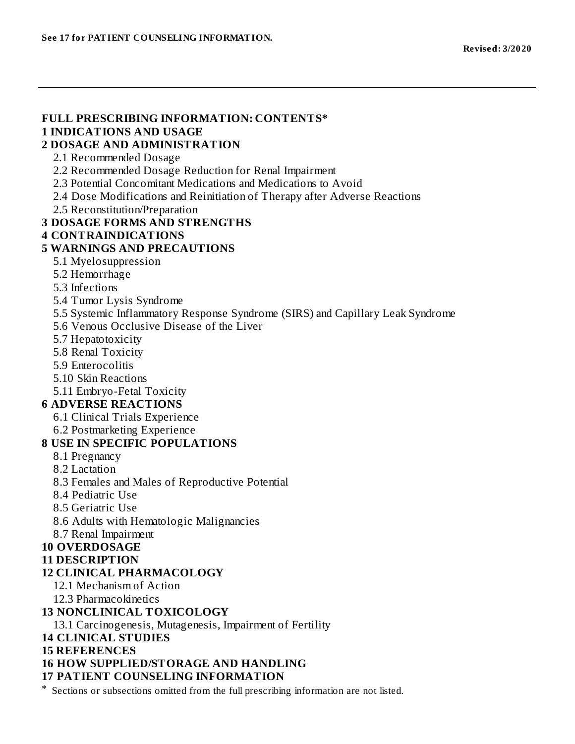**See 17 for PATIENT COUNSELING INFORMATION.**

**Revised: 3/2020**

---

**FULL PRESCRIBING INFORMATION: CONTENTS***

**1 INDICATIONS AND USAGE**

**2 DOSAGE AND ADMINISTRATION**

- 2.1 Recommended Dosage
- 2.2 Recommended Dosage Reduction for Renal Impairment
- 2.3 Potential Concomitant Medications and Medications to Avoid
- 2.4 Dose Modifications and Reinitiation of Therapy after Adverse Reactions
- 2.5 Reconstitution/Preparation

**3 DOSAGE FORMS AND STRENGTHS**

**4 CONTRAINDICATIONS**

**5 WARNINGS AND PRECAUTIONS**

- 5.1 Myelosuppression
- 5.2 Hemorrhage
- 5.3 Infections
- 5.4 Tumor Lysis Syndrome
- 5.5 Systemic Inflammatory Response Syndrome (SIRS) and Capillary Leak Syndrome
- 5.6 Venous Occlusive Disease of the Liver
- 5.7 Hepatotoxicity
- 5.8 Renal Toxicity
- 5.9 Enterocolitis
- 5.10 Skin Reactions
- 5.11 Embryo-Fetal Toxicity

**6 ADVERSE REACTIONS**

- 6.1 Clinical Trials Experience
- 6.2 Postmarketing Experience

**8 USE IN SPECIFIC POPULATIONS**

- 8.1 Pregnancy
- 8.2 Lactation
- 8.3 Females and Males of Reproductive Potential
- 8.4 Pediatric Use
- 8.5 Geriatric Use
- 8.6 Adults with Hematologic Malignancies
- 8.7 Renal Impairment

**10 OVERDOSAGE**

**11 DESCRIPTION**

**12 CLINICAL PHARMACOLOGY**

- 12.1 Mechanism of Action
- 12.3 Pharmacokinetics

**13 NONCLINICAL TOXICOLOGY**

- 13.1 Carcinogenesis, Mutagenesis, Impairment of Fertility

**14 CLINICAL STUDIES**

**15 REFERENCES**

**16 HOW SUPPLIED/STORAGE AND HANDLING**

**17 PATIENT COUNSELING INFORMATION**

\* Sections or subsections omitted from the full prescribing information are not listed.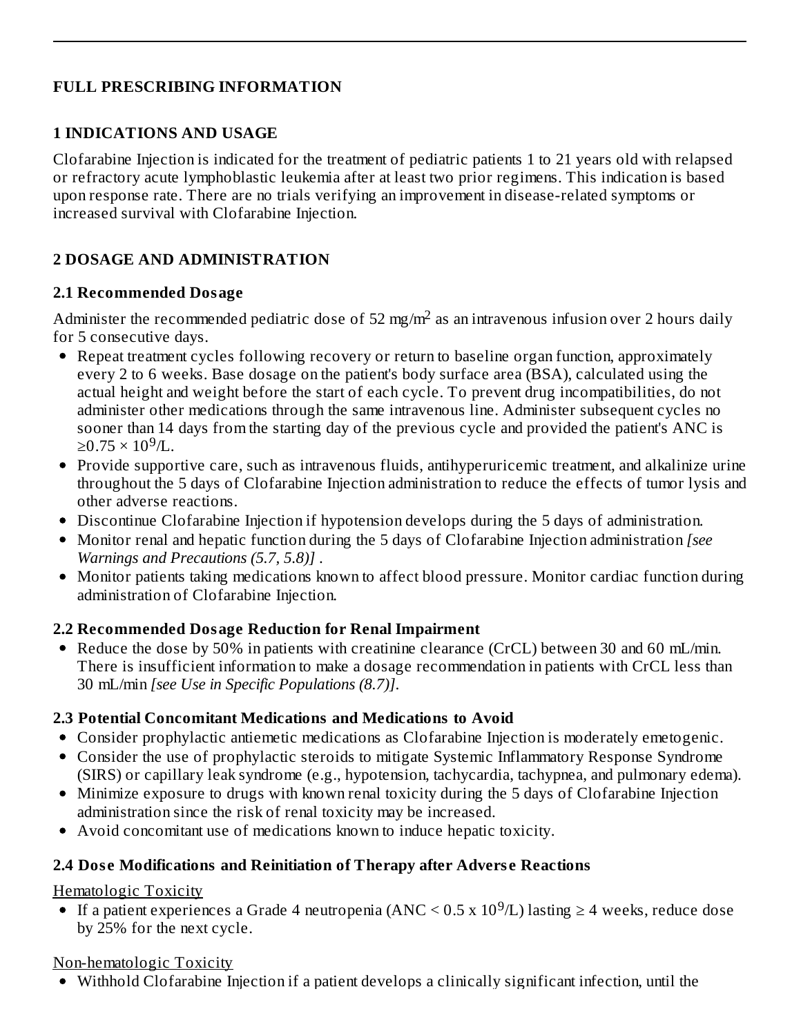## FULL PRESCRIBING INFORMATION

## 1 INDICATIONS AND USAGE

Clofarabine Injection is indicated for the treatment of pediatric patients 1 to 21 years old with relapsed or refractory acute lymphoblastic leukemia after at least two prior regimens. This indication is based upon response rate. There are no trials verifying an improvement in disease-related symptoms or increased survival with Clofarabine Injection.

## 2 DOSAGE AND ADMINISTRATION

### 2.1 Recommended Dosage

Administer the recommended pediatric dose of 52 mg/$m^2$ as an intravenous infusion over 2 hours daily for 5 consecutive days.

- Repeat treatment cycles following recovery or return to baseline organ function, approximately every 2 to 6 weeks. Base dosage on the patient's body surface area (BSA), calculated using the actual height and weight before the start of each cycle. To prevent drug incompatibilities, do not administer other medications through the same intravenous line. Administer subsequent cycles no sooner than 14 days from the starting day of the previous cycle and provided the patient's ANC is $\geq 0.75 \times 10^9$/L.
- Provide supportive care, such as intravenous fluids, antihyperuricemic treatment, and alkalinize urine throughout the 5 days of Clofarabine Injection administration to reduce the effects of tumor lysis and other adverse reactions.
- Discontinue Clofarabine Injection if hypotension develops during the 5 days of administration.
- Monitor renal and hepatic function during the 5 days of Clofarabine Injection administration *[see Warnings and Precautions (5.7, 5.8)]* .
- Monitor patients taking medications known to affect blood pressure. Monitor cardiac function during administration of Clofarabine Injection.

### 2.2 Recommended Dosage Reduction for Renal Impairment

- Reduce the dose by 50% in patients with creatinine clearance (CrCL) between 30 and 60 mL/min. There is insufficient information to make a dosage recommendation in patients with CrCL less than 30 mL/min *[see Use in Specific Populations (8.7)]*.

### 2.3 Potential Concomitant Medications and Medications to Avoid

- Consider prophylactic antiemetic medications as Clofarabine Injection is moderately emetogenic.
- Consider the use of prophylactic steroids to mitigate Systemic Inflammatory Response Syndrome (SIRS) or capillary leak syndrome (e.g., hypotension, tachycardia, tachypnea, and pulmonary edema).
- Minimize exposure to drugs with known renal toxicity during the 5 days of Clofarabine Injection administration since the risk of renal toxicity may be increased.
- Avoid concomitant use of medications known to induce hepatic toxicity.

### 2.4 Dose Modifications and Reinitiation of Therapy after Adverse Reactions

Hematologic Toxicity

- If a patient experiences a Grade 4 neutropenia (ANC < $0.5 \times 10^9$/L) lasting ≥ 4 weeks, reduce dose by 25% for the next cycle.

Non-hematologic Toxicity

- Withhold Clofarabine Injection if a patient develops a clinically significant infection, until the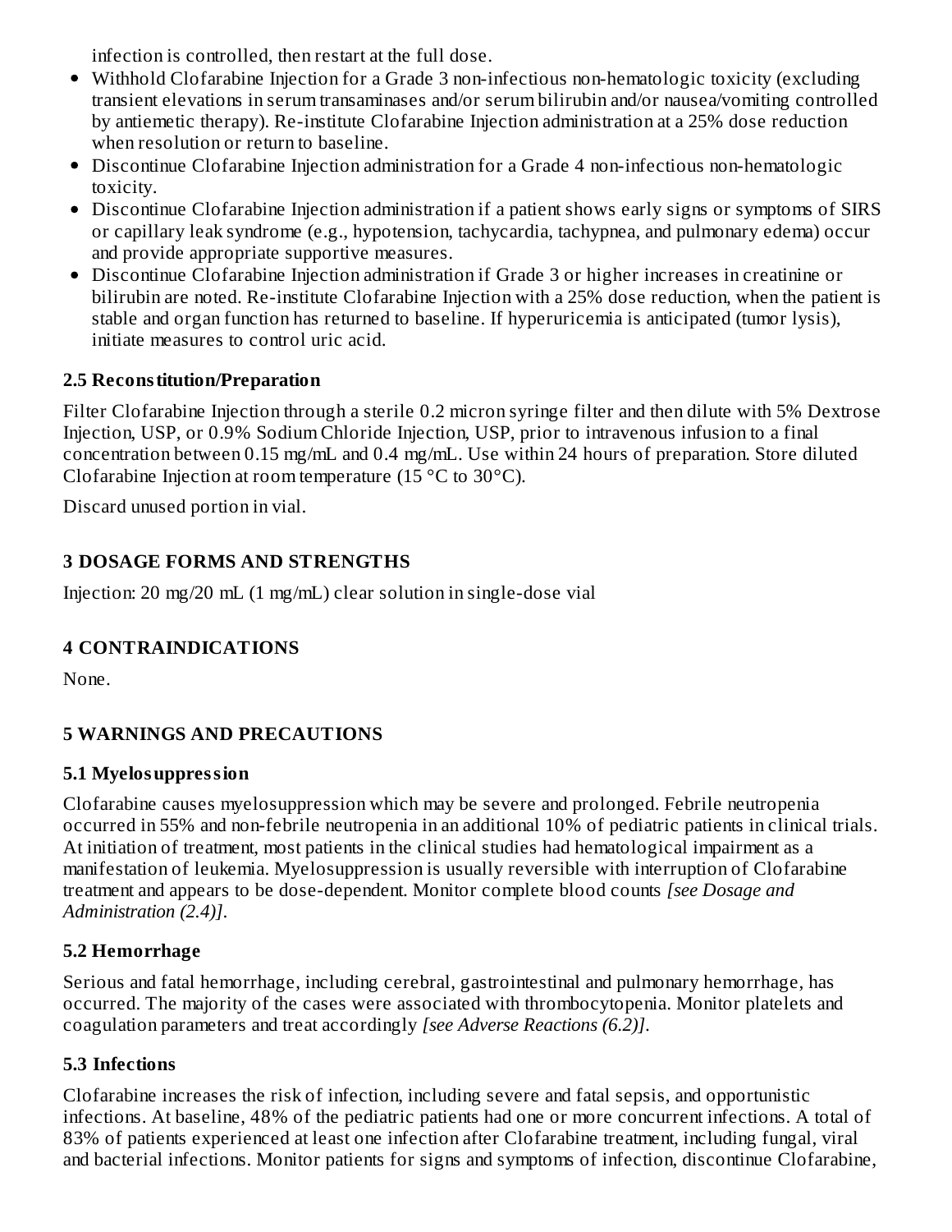infection is controlled, then restart at the full dose.

- Withhold Clofarabine Injection for a Grade 3 non-infectious non-hematologic toxicity (excluding transient elevations in serum transaminases and/or serum bilirubin and/or nausea/vomiting controlled by antiemetic therapy). Re-institute Clofarabine Injection administration at a 25% dose reduction when resolution or return to baseline.
- Discontinue Clofarabine Injection administration for a Grade 4 non-infectious non-hematologic toxicity.
- Discontinue Clofarabine Injection administration if a patient shows early signs or symptoms of SIRS or capillary leak syndrome (e.g., hypotension, tachycardia, tachypnea, and pulmonary edema) occur and provide appropriate supportive measures.
- Discontinue Clofarabine Injection administration if Grade 3 or higher increases in creatinine or bilirubin are noted. Re-institute Clofarabine Injection with a 25% dose reduction, when the patient is stable and organ function has returned to baseline. If hyperuricemia is anticipated (tumor lysis), initiate measures to control uric acid.

### 2.5 Reconstitution/Preparation

Filter Clofarabine Injection through a sterile 0.2 micron syringe filter and then dilute with 5% Dextrose Injection, USP, or 0.9% Sodium Chloride Injection, USP, prior to intravenous infusion to a final concentration between 0.15 mg/mL and 0.4 mg/mL. Use within 24 hours of preparation. Store diluted Clofarabine Injection at room temperature (15 °C to 30°C).

Discard unused portion in vial.

## 3 DOSAGE FORMS AND STRENGTHS

Injection: 20 mg/20 mL (1 mg/mL) clear solution in single-dose vial

## 4 CONTRAINDICATIONS

None.

## 5 WARNINGS AND PRECAUTIONS

### 5.1 Myelosuppression

Clofarabine causes myelosuppression which may be severe and prolonged. Febrile neutropenia occurred in 55% and non-febrile neutropenia in an additional 10% of pediatric patients in clinical trials. At initiation of treatment, most patients in the clinical studies had hematological impairment as a manifestation of leukemia. Myelosuppression is usually reversible with interruption of Clofarabine treatment and appears to be dose-dependent. Monitor complete blood counts *[see Dosage and Administration (2.4)]*.

### 5.2 Hemorrhage

Serious and fatal hemorrhage, including cerebral, gastrointestinal and pulmonary hemorrhage, has occurred. The majority of the cases were associated with thrombocytopenia. Monitor platelets and coagulation parameters and treat accordingly *[see Adverse Reactions (6.2)]*.

### 5.3 Infections

Clofarabine increases the risk of infection, including severe and fatal sepsis, and opportunistic infections. At baseline, 48% of the pediatric patients had one or more concurrent infections. A total of 83% of patients experienced at least one infection after Clofarabine treatment, including fungal, viral and bacterial infections. Monitor patients for signs and symptoms of infection, discontinue Clofarabine,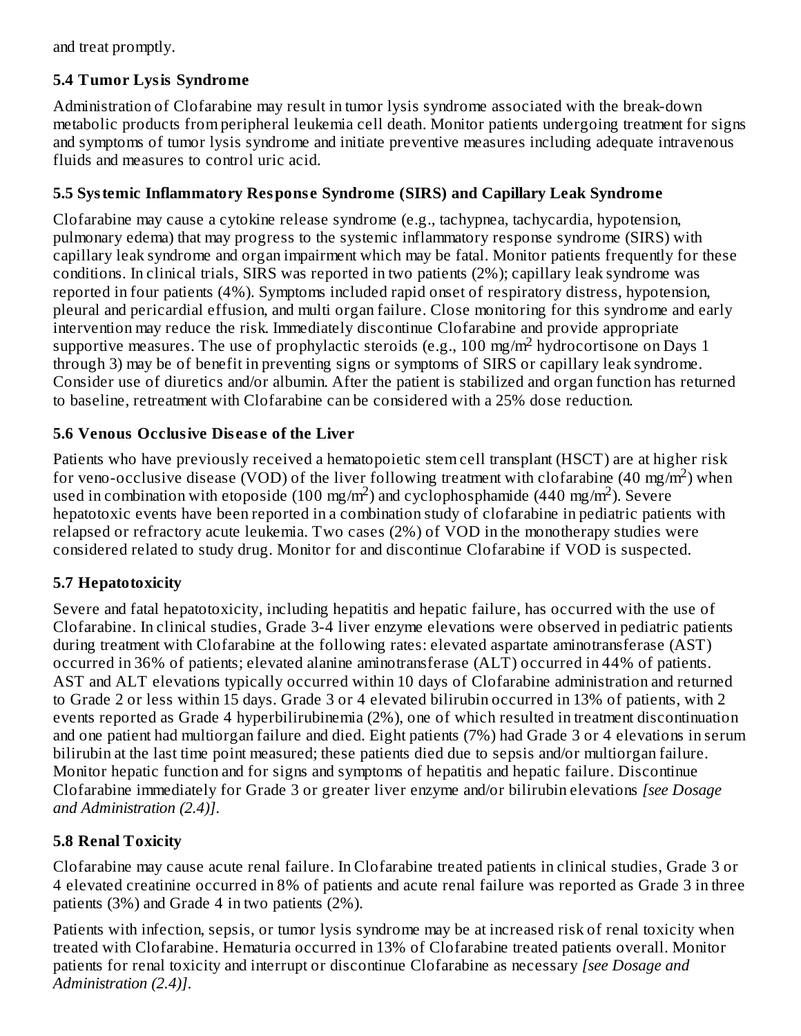and treat promptly.

### 5.4 Tumor Lysis Syndrome

Administration of Clofarabine may result in tumor lysis syndrome associated with the break-down metabolic products from peripheral leukemia cell death. Monitor patients undergoing treatment for signs and symptoms of tumor lysis syndrome and initiate preventive measures including adequate intravenous fluids and measures to control uric acid.

### 5.5 Systemic Inflammatory Response Syndrome (SIRS) and Capillary Leak Syndrome

Clofarabine may cause a cytokine release syndrome (e.g., tachypnea, tachycardia, hypotension, pulmonary edema) that may progress to the systemic inflammatory response syndrome (SIRS) with capillary leak syndrome and organ impairment which may be fatal. Monitor patients frequently for these conditions. In clinical trials, SIRS was reported in two patients (2%); capillary leak syndrome was reported in four patients (4%). Symptoms included rapid onset of respiratory distress, hypotension, pleural and pericardial effusion, and multi organ failure. Close monitoring for this syndrome and early intervention may reduce the risk. Immediately discontinue Clofarabine and provide appropriate supportive measures. The use of prophylactic steroids (e.g., 100 mg/$m^2$ hydrocortisone on Days 1 through 3) may be of benefit in preventing signs or symptoms of SIRS or capillary leak syndrome. Consider use of diuretics and/or albumin. After the patient is stabilized and organ function has returned to baseline, retreatment with Clofarabine can be considered with a 25% dose reduction.

### 5.6 Venous Occlusive Disease of the Liver

Patients who have previously received a hematopoietic stem cell transplant (HSCT) are at higher risk for veno-occlusive disease (VOD) of the liver following treatment with clofarabine (40 mg/$m^2$) when used in combination with etoposide (100 mg/$m^2$) and cyclophosphamide (440 mg/$m^2$). Severe hepatotoxic events have been reported in a combination study of clofarabine in pediatric patients with relapsed or refractory acute leukemia. Two cases (2%) of VOD in the monotherapy studies were considered related to study drug. Monitor for and discontinue Clofarabine if VOD is suspected.

### 5.7 Hepatotoxicity

Severe and fatal hepatotoxicity, including hepatitis and hepatic failure, has occurred with the use of Clofarabine. In clinical studies, Grade 3-4 liver enzyme elevations were observed in pediatric patients during treatment with Clofarabine at the following rates: elevated aspartate aminotransferase (AST) occurred in 36% of patients; elevated alanine aminotransferase (ALT) occurred in 44% of patients. AST and ALT elevations typically occurred within 10 days of Clofarabine administration and returned to Grade 2 or less within 15 days. Grade 3 or 4 elevated bilirubin occurred in 13% of patients, with 2 events reported as Grade 4 hyperbilirubinemia (2%), one of which resulted in treatment discontinuation and one patient had multiorgan failure and died. Eight patients (7%) had Grade 3 or 4 elevations in serum bilirubin at the last time point measured; these patients died due to sepsis and/or multiorgan failure. Monitor hepatic function and for signs and symptoms of hepatitis and hepatic failure. Discontinue Clofarabine immediately for Grade 3 or greater liver enzyme and/or bilirubin elevations *[see Dosage and Administration (2.4)]*.

### 5.8 Renal Toxicity

Clofarabine may cause acute renal failure. In Clofarabine treated patients in clinical studies, Grade 3 or 4 elevated creatinine occurred in 8% of patients and acute renal failure was reported as Grade 3 in three patients (3%) and Grade 4 in two patients (2%).

Patients with infection, sepsis, or tumor lysis syndrome may be at increased risk of renal toxicity when treated with Clofarabine. Hematuria occurred in 13% of Clofarabine treated patients overall. Monitor patients for renal toxicity and interrupt or discontinue Clofarabine as necessary *[see Dosage and Administration (2.4)]*.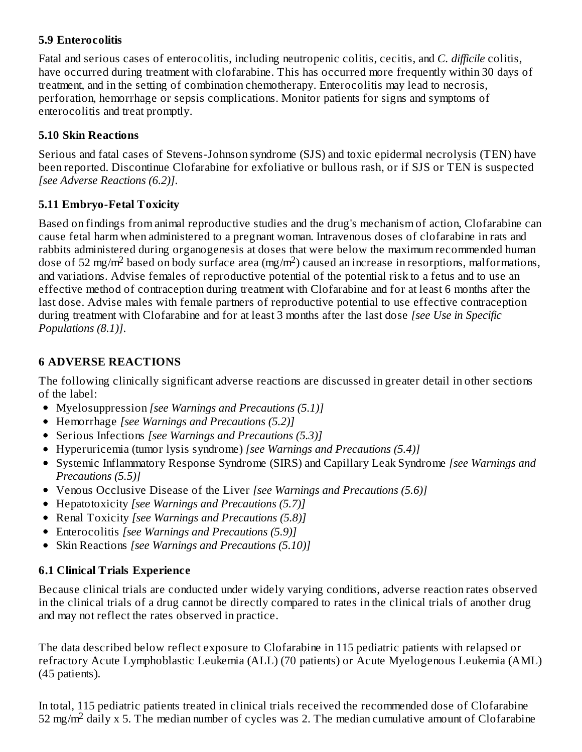### 5.9 Enterocolitis

Fatal and serious cases of enterocolitis, including neutropenic colitis, cecitis, and *C. difficile* colitis, have occurred during treatment with clofarabine. This has occurred more frequently within 30 days of treatment, and in the setting of combination chemotherapy. Enterocolitis may lead to necrosis, perforation, hemorrhage or sepsis complications. Monitor patients for signs and symptoms of enterocolitis and treat promptly.

### 5.10 Skin Reactions

Serious and fatal cases of Stevens-Johnson syndrome (SJS) and toxic epidermal necrolysis (TEN) have been reported. Discontinue Clofarabine for exfoliative or bullous rash, or if SJS or TEN is suspected *[see Adverse Reactions (6.2)]*.

### 5.11 Embryo-Fetal Toxicity

Based on findings from animal reproductive studies and the drug's mechanism of action, Clofarabine can cause fetal harm when administered to a pregnant woman. Intravenous doses of clofarabine in rats and rabbits administered during organogenesis at doses that were below the maximum recommended human dose of 52 mg/m$^2$ based on body surface area (mg/m$^2$) caused an increase in resorptions, malformations, and variations. Advise females of reproductive potential of the potential risk to a fetus and to use an effective method of contraception during treatment with Clofarabine and for at least 6 months after the last dose. Advise males with female partners of reproductive potential to use effective contraception during treatment with Clofarabine and for at least 3 months after the last dose *[see Use in Specific Populations (8.1)]*.

## 6 ADVERSE REACTIONS

The following clinically significant adverse reactions are discussed in greater detail in other sections of the label:

- Myelosuppression *[see Warnings and Precautions (5.1)]*
- Hemorrhage *[see Warnings and Precautions (5.2)]*
- Serious Infections *[see Warnings and Precautions (5.3)]*
- Hyperuricemia (tumor lysis syndrome) *[see Warnings and Precautions (5.4)]*
- Systemic Inflammatory Response Syndrome (SIRS) and Capillary Leak Syndrome *[see Warnings and Precautions (5.5)]*
- Venous Occlusive Disease of the Liver *[see Warnings and Precautions (5.6)]*
- Hepatotoxicity *[see Warnings and Precautions (5.7)]*
- Renal Toxicity *[see Warnings and Precautions (5.8)]*
- Enterocolitis *[see Warnings and Precautions (5.9)]*
- Skin Reactions *[see Warnings and Precautions (5.10)]*

### 6.1 Clinical Trials Experience

Because clinical trials are conducted under widely varying conditions, adverse reaction rates observed in the clinical trials of a drug cannot be directly compared to rates in the clinical trials of another drug and may not reflect the rates observed in practice.

The data described below reflect exposure to Clofarabine in 115 pediatric patients with relapsed or refractory Acute Lymphoblastic Leukemia (ALL) (70 patients) or Acute Myelogenous Leukemia (AML) (45 patients).

In total, 115 pediatric patients treated in clinical trials received the recommended dose of Clofarabine 52 mg/m$^2$ daily x 5. The median number of cycles was 2. The median cumulative amount of Clofarabine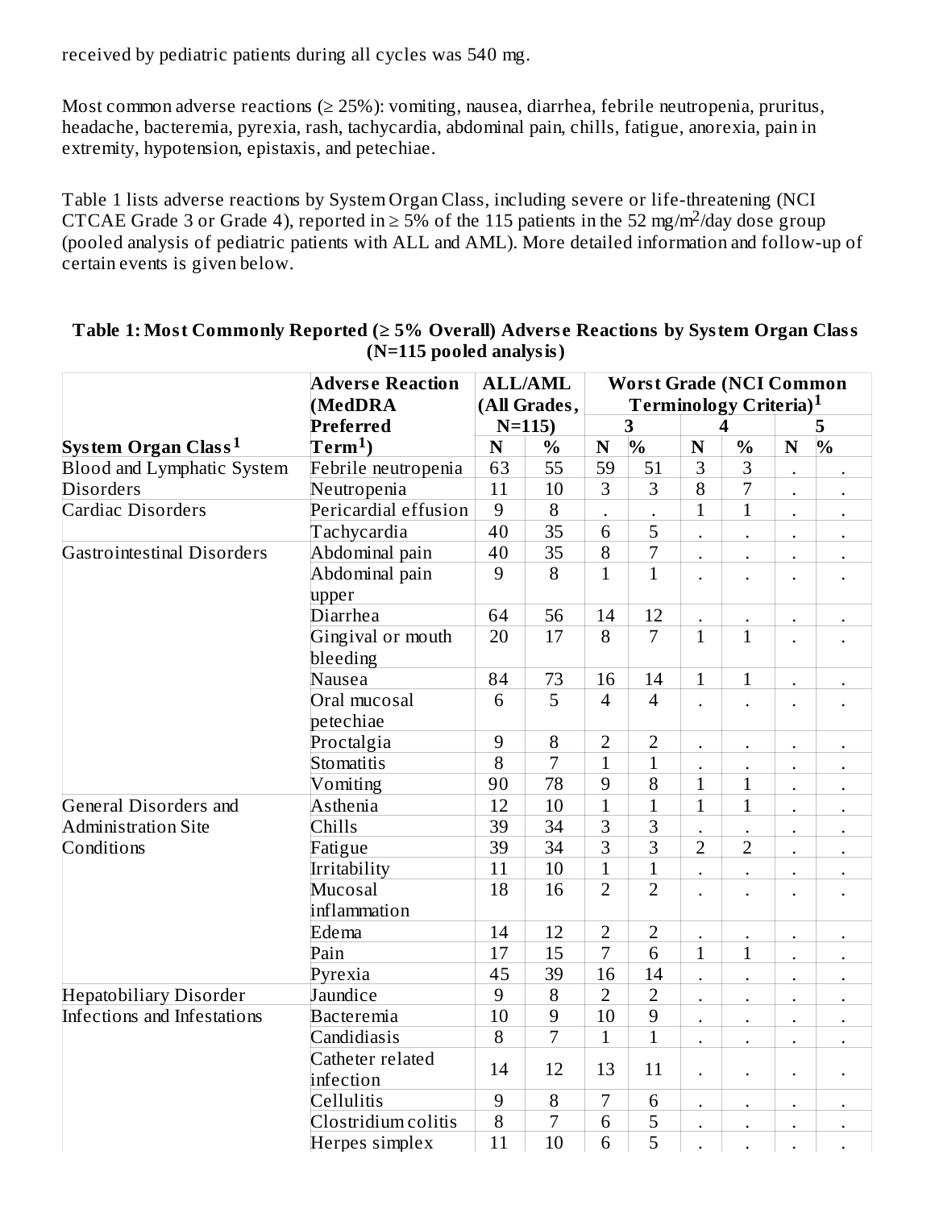received by pediatric patients during all cycles was 540 mg.

Most common adverse reactions (≥ 25%): vomiting, nausea, diarrhea, febrile neutropenia, pruritus, headache, bacteremia, pyrexia, rash, tachycardia, abdominal pain, chills, fatigue, anorexia, pain in extremity, hypotension, epistaxis, and petechiae.

Table 1 lists adverse reactions by System Organ Class, including severe or life-threatening (NCI CTCAE Grade 3 or Grade 4), reported in ≥ 5% of the 115 patients in the 52 mg/m$^2$/day dose group (pooled analysis of pediatric patients with ALL and AML). More detailed information and follow-up of certain events is given below.

**Table 1: Most Commonly Reported (≥ 5% Overall) Adverse Reactions by System Organ Class (N=115 pooled analysis)**

| System Organ Class[1] | Adverse Reaction (MedDRA Preferred Term[1]) | ALL/AML (All Grades, N=115) | | Worst Grade (NCI Common Terminology Criteria)[1] | | | | | |
|---|---|---|---|---|---|---|---|---|---|
| | | | | 3 | | 4 | | 5 | |
| | | N | % | N | % | N | % | N | % |
| Blood and Lymphatic System Disorders | Febrile neutropenia | 63 | 55 | 59 | 51 | 3 | 3 | . | . |
| | Neutropenia | 11 | 10 | 3 | 3 | 8 | 7 | . | . |
| Cardiac Disorders | Pericardial effusion | 9 | 8 | . | . | 1 | 1 | . | . |
| | Tachycardia | 40 | 35 | 6 | 5 | . | . | . | . |
| Gastrointestinal Disorders | Abdominal pain | 40 | 35 | 8 | 7 | . | . | . | . |
| | Abdominal pain upper | 9 | 8 | 1 | 1 | . | . | . | . |
| | Diarrhea | 64 | 56 | 14 | 12 | . | . | . | . |
| | Gingival or mouth bleeding | 20 | 17 | 8 | 7 | 1 | 1 | . | . |
| | Nausea | 84 | 73 | 16 | 14 | 1 | 1 | . | . |
| | Oral mucosal petechiae | 6 | 5 | 4 | 4 | . | . | . | . |
| | Proctalgia | 9 | 8 | 2 | 2 | . | . | . | . |
| | Stomatitis | 8 | 7 | 1 | 1 | . | . | . | . |
| | Vomiting | 90 | 78 | 9 | 8 | 1 | 1 | . | . |
| General Disorders and Administration Site Conditions | Asthenia | 12 | 10 | 1 | 1 | 1 | 1 | . | . |
| | Chills | 39 | 34 | 3 | 3 | . | . | . | . |
| | Fatigue | 39 | 34 | 3 | 3 | 2 | 2 | . | . |
| | Irritability | 11 | 10 | 1 | 1 | . | . | . | . |
| | Mucosal inflammation | 18 | 16 | 2 | 2 | . | . | . | . |
| | Edema | 14 | 12 | 2 | 2 | . | . | . | . |
| | Pain | 17 | 15 | 7 | 6 | 1 | 1 | . | . |
| | Pyrexia | 45 | 39 | 16 | 14 | . | . | . | . |
| Hepatobiliary Disorder | Jaundice | 9 | 8 | 2 | 2 | . | . | . | . |
| Infections and Infestations | Bacteremia | 10 | 9 | 10 | 9 | . | . | . | . |
| | Candidiasis | 8 | 7 | 1 | 1 | . | . | . | . |
| | Catheter related infection | 14 | 12 | 13 | 11 | . | . | . | . |
| | Cellulitis | 9 | 8 | 7 | 6 | . | . | . | . |
| | Clostridium colitis | 8 | 7 | 6 | 5 | . | . | . | . |
| | Herpes simplex | 11 | 10 | 6 | 5 | . | . | . | . |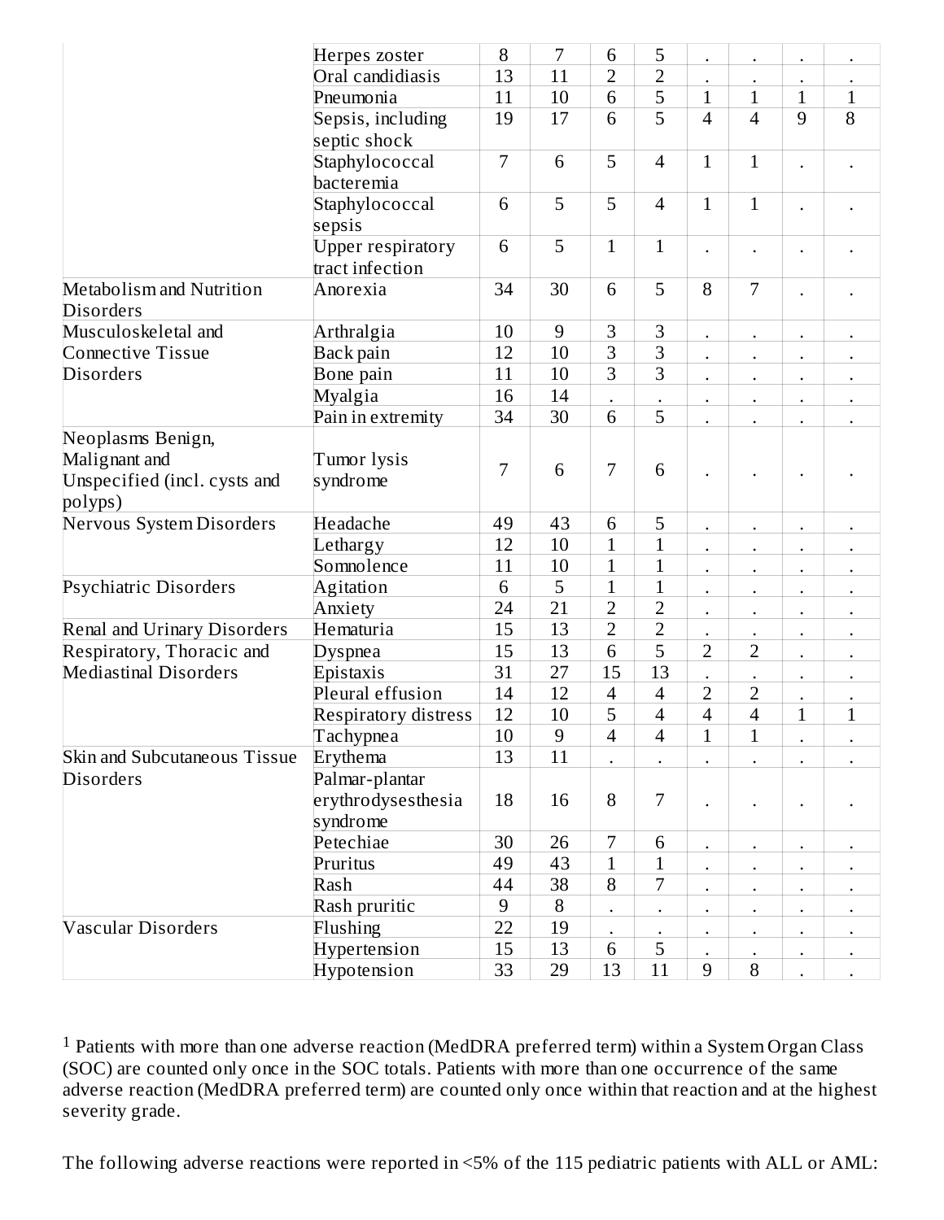| | | | | | | | | | |
|---|---|---|---|---|---|---|---|---|---|
| | Herpes zoster | 8 | 7 | 6 | 5 | . | . | . | . |
| | Oral candidiasis | 13 | 11 | 2 | 2 | . | . | . | . |
| | Pneumonia | 11 | 10 | 6 | 5 | 1 | 1 | 1 | 1 |
| | Sepsis, including septic shock | 19 | 17 | 6 | 5 | 4 | 4 | 9 | 8 |
| | Staphylococcal bacteremia | 7 | 6 | 5 | 4 | 1 | 1 | . | . |
| | Staphylococcal sepsis | 6 | 5 | 5 | 4 | 1 | 1 | . | . |
| | Upper respiratory tract infection | 6 | 5 | 1 | 1 | . | . | . | . |
| Metabolism and Nutrition Disorders | Anorexia | 34 | 30 | 6 | 5 | 8 | 7 | . | . |
| Musculoskeletal and Connective Tissue Disorders | Arthralgia | 10 | 9 | 3 | 3 | . | . | . | . |
| | Back pain | 12 | 10 | 3 | 3 | . | . | . | . |
| | Bone pain | 11 | 10 | 3 | 3 | . | . | . | . |
| | Myalgia | 16 | 14 | . | . | . | . | . | . |
| | Pain in extremity | 34 | 30 | 6 | 5 | . | . | . | . |
| Neoplasms Benign, Malignant and Unspecified (incl. cysts and polyps) | Tumor lysis syndrome | 7 | 6 | 7 | 6 | . | . | . | . |
| Nervous System Disorders | Headache | 49 | 43 | 6 | 5 | . | . | . | . |
| | Lethargy | 12 | 10 | 1 | 1 | . | . | . | . |
| | Somnolence | 11 | 10 | 1 | 1 | . | . | . | . |
| Psychiatric Disorders | Agitation | 6 | 5 | 1 | 1 | . | . | . | . |
| | Anxiety | 24 | 21 | 2 | 2 | . | . | . | . |
| Renal and Urinary Disorders | Hematuria | 15 | 13 | 2 | 2 | . | . | . | . |
| Respiratory, Thoracic and Mediastinal Disorders | Dyspnea | 15 | 13 | 6 | 5 | 2 | 2 | . | . |
| | Epistaxis | 31 | 27 | 15 | 13 | . | . | . | . |
| | Pleural effusion | 14 | 12 | 4 | 4 | 2 | 2 | . | . |
| | Respiratory distress | 12 | 10 | 5 | 4 | 4 | 4 | 1 | 1 |
| | Tachypnea | 10 | 9 | 4 | 4 | 1 | 1 | . | . |
| Skin and Subcutaneous Tissue Disorders | Erythema | 13 | 11 | . | . | . | . | . | . |
| | Palmar-plantar erythrodysesthesia syndrome | 18 | 16 | 8 | 7 | . | . | . | . |
| | Petechiae | 30 | 26 | 7 | 6 | . | . | . | . |
| | Pruritus | 49 | 43 | 1 | 1 | . | . | . | . |
| | Rash | 44 | 38 | 8 | 7 | . | . | . | . |
| | Rash pruritic | 9 | 8 | . | . | . | . | . | . |
| Vascular Disorders | Flushing | 22 | 19 | . | . | . | . | . | . |
| | Hypertension | 15 | 13 | 6 | 5 | . | . | . | . |
| | Hypotension | 33 | 29 | 13 | 11 | 9 | 8 | . | . |

[1] Patients with more than one adverse reaction (MedDRA preferred term) within a System Organ Class (SOC) are counted only once in the SOC totals. Patients with more than one occurrence of the same adverse reaction (MedDRA preferred term) are counted only once within that reaction and at the highest severity grade.

The following adverse reactions were reported in <5% of the 115 pediatric patients with ALL or AML: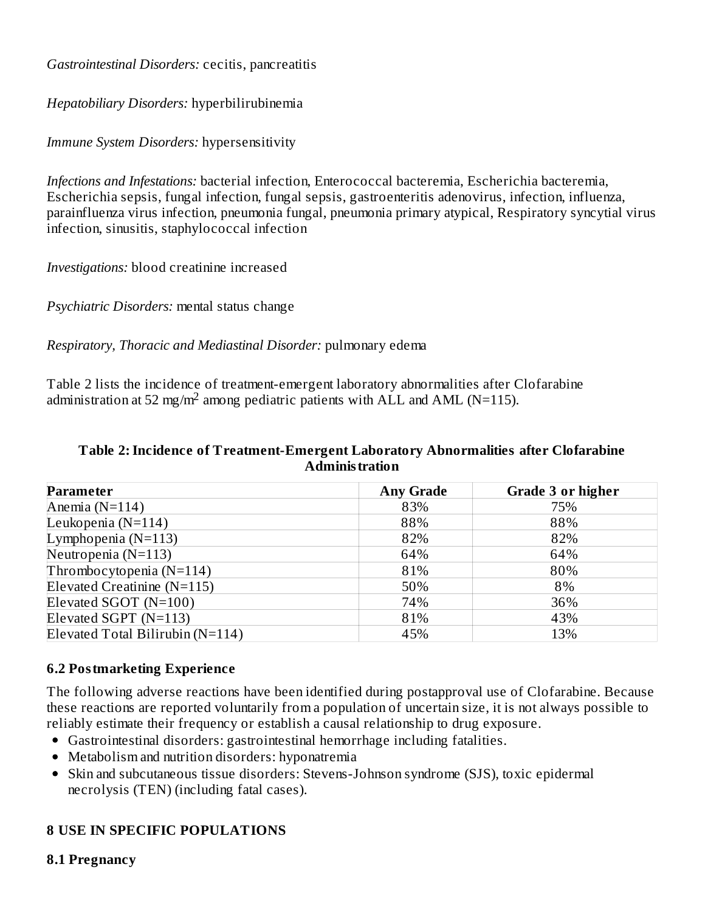*Gastrointestinal Disorders:* cecitis, pancreatitis

*Hepatobiliary Disorders:* hyperbilirubinemia

*Immune System Disorders:* hypersensitivity

*Infections and Infestations:* bacterial infection, Enterococcal bacteremia, Escherichia bacteremia, Escherichia sepsis, fungal infection, fungal sepsis, gastroenteritis adenovirus, infection, influenza, parainfluenza virus infection, pneumonia fungal, pneumonia primary atypical, Respiratory syncytial virus infection, sinusitis, staphylococcal infection

*Investigations:* blood creatinine increased

*Psychiatric Disorders:* mental status change

*Respiratory, Thoracic and Mediastinal Disorder:* pulmonary edema

Table 2 lists the incidence of treatment-emergent laboratory abnormalities after Clofarabine administration at 52 mg/m$^2$ among pediatric patients with ALL and AML (N=115).

**Table 2: Incidence of Treatment-Emergent Laboratory Abnormalities after Clofarabine Administration**

| Parameter | Any Grade | Grade 3 or higher |
|---|---|---|
| Anemia (N=114) | 83% | 75% |
| Leukopenia (N=114) | 88% | 88% |
| Lymphopenia (N=113) | 82% | 82% |
| Neutropenia (N=113) | 64% | 64% |
| Thrombocytopenia (N=114) | 81% | 80% |
| Elevated Creatinine (N=115) | 50% | 8% |
| Elevated SGOT (N=100) | 74% | 36% |
| Elevated SGPT (N=113) | 81% | 43% |
| Elevated Total Bilirubin (N=114) | 45% | 13% |

### 6.2 Postmarketing Experience

The following adverse reactions have been identified during postapproval use of Clofarabine. Because these reactions are reported voluntarily from a population of uncertain size, it is not always possible to reliably estimate their frequency or establish a causal relationship to drug exposure.

- Gastrointestinal disorders: gastrointestinal hemorrhage including fatalities.
- Metabolism and nutrition disorders: hyponatremia
- Skin and subcutaneous tissue disorders: Stevens-Johnson syndrome (SJS), toxic epidermal necrolysis (TEN) (including fatal cases).

## 8 USE IN SPECIFIC POPULATIONS

### 8.1 Pregnancy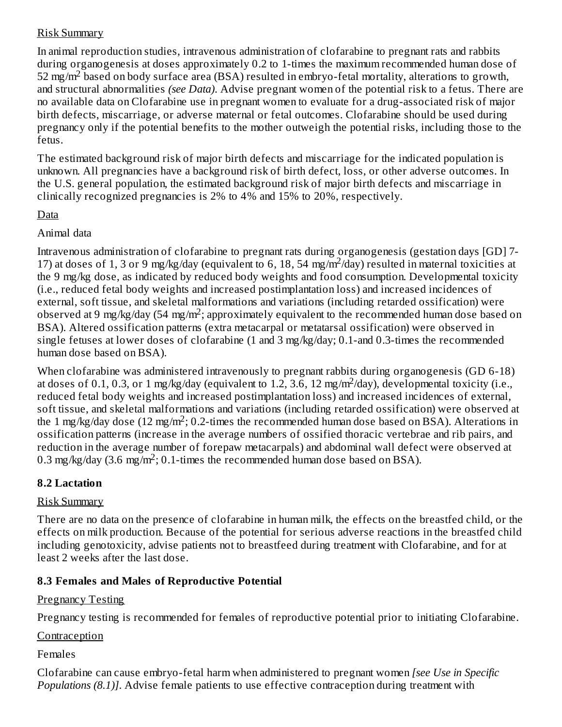Risk Summary

In animal reproduction studies, intravenous administration of clofarabine to pregnant rats and rabbits during organogenesis at doses approximately 0.2 to 1-times the maximum recommended human dose of 52 mg/m$^2$ based on body surface area (BSA) resulted in embryo-fetal mortality, alterations to growth, and structural abnormalities *(see Data)*. Advise pregnant women of the potential risk to a fetus. There are no available data on Clofarabine use in pregnant women to evaluate for a drug-associated risk of major birth defects, miscarriage, or adverse maternal or fetal outcomes. Clofarabine should be used during pregnancy only if the potential benefits to the mother outweigh the potential risks, including those to the fetus.

The estimated background risk of major birth defects and miscarriage for the indicated population is unknown. All pregnancies have a background risk of birth defect, loss, or other adverse outcomes. In the U.S. general population, the estimated background risk of major birth defects and miscarriage in clinically recognized pregnancies is 2% to 4% and 15% to 20%, respectively.

Data

Animal data

Intravenous administration of clofarabine to pregnant rats during organogenesis (gestation days [GD] 7-17) at doses of 1, 3 or 9 mg/kg/day (equivalent to 6, 18, 54 mg/m$^2$/day) resulted in maternal toxicities at the 9 mg/kg dose, as indicated by reduced body weights and food consumption. Developmental toxicity (i.e., reduced fetal body weights and increased postimplantation loss) and increased incidences of external, soft tissue, and skeletal malformations and variations (including retarded ossification) were observed at 9 mg/kg/day (54 mg/m$^2$; approximately equivalent to the recommended human dose based on BSA). Altered ossification patterns (extra metacarpal or metatarsal ossification) were observed in single fetuses at lower doses of clofarabine (1 and 3 mg/kg/day; 0.1-and 0.3-times the recommended human dose based on BSA).

When clofarabine was administered intravenously to pregnant rabbits during organogenesis (GD 6-18) at doses of 0.1, 0.3, or 1 mg/kg/day (equivalent to 1.2, 3.6, 12 mg/m$^2$/day), developmental toxicity (i.e., reduced fetal body weights and increased postimplantation loss) and increased incidences of external, soft tissue, and skeletal malformations and variations (including retarded ossification) were observed at the 1 mg/kg/day dose (12 mg/m$^2$; 0.2-times the recommended human dose based on BSA). Alterations in ossification patterns (increase in the average numbers of ossified thoracic vertebrae and rib pairs, and reduction in the average number of forepaw metacarpals) and abdominal wall defect were observed at 0.3 mg/kg/day (3.6 mg/m$^2$; 0.1-times the recommended human dose based on BSA).

### 8.2 Lactation

Risk Summary

There are no data on the presence of clofarabine in human milk, the effects on the breastfed child, or the effects on milk production. Because of the potential for serious adverse reactions in the breastfed child including genotoxicity, advise patients not to breastfeed during treatment with Clofarabine, and for at least 2 weeks after the last dose.

### 8.3 Females and Males of Reproductive Potential

Pregnancy Testing

Pregnancy testing is recommended for females of reproductive potential prior to initiating Clofarabine.

Contraception

Females

Clofarabine can cause embryo-fetal harm when administered to pregnant women *[see Use in Specific Populations (8.1)]*. Advise female patients to use effective contraception during treatment with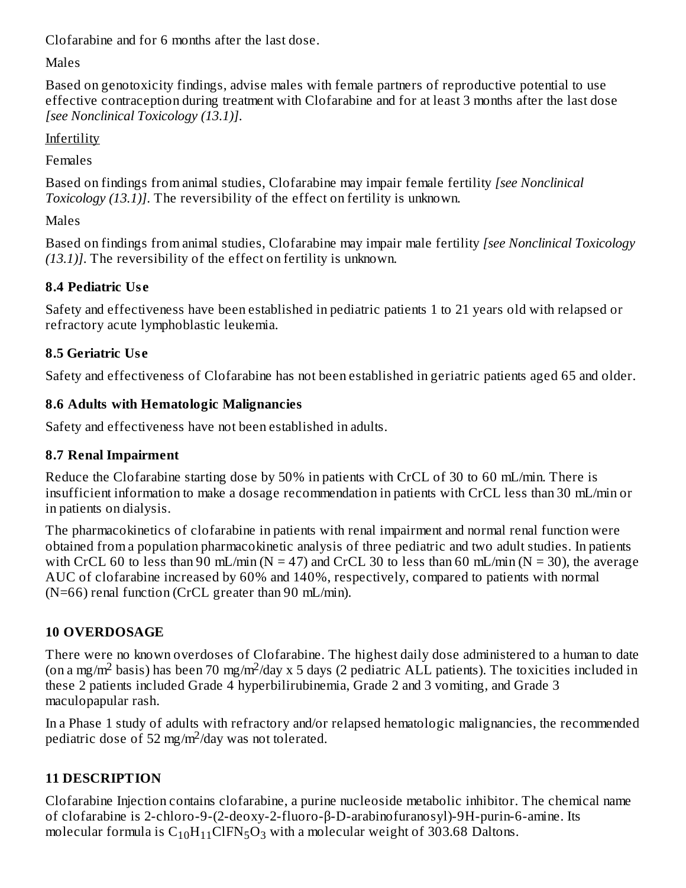Clofarabine and for 6 months after the last dose.

Males

Based on genotoxicity findings, advise males with female partners of reproductive potential to use effective contraception during treatment with Clofarabine and for at least 3 months after the last dose *[see Nonclinical Toxicology (13.1)]*.

Infertility

Females

Based on findings from animal studies, Clofarabine may impair female fertility *[see Nonclinical Toxicology (13.1)]*. The reversibility of the effect on fertility is unknown.

Males

Based on findings from animal studies, Clofarabine may impair male fertility *[see Nonclinical Toxicology (13.1)]*. The reversibility of the effect on fertility is unknown.

### 8.4 Pediatric Use

Safety and effectiveness have been established in pediatric patients 1 to 21 years old with relapsed or refractory acute lymphoblastic leukemia.

### 8.5 Geriatric Use

Safety and effectiveness of Clofarabine has not been established in geriatric patients aged 65 and older.

### 8.6 Adults with Hematologic Malignancies

Safety and effectiveness have not been established in adults.

### 8.7 Renal Impairment

Reduce the Clofarabine starting dose by 50% in patients with CrCL of 30 to 60 mL/min. There is insufficient information to make a dosage recommendation in patients with CrCL less than 30 mL/min or in patients on dialysis.

The pharmacokinetics of clofarabine in patients with renal impairment and normal renal function were obtained from a population pharmacokinetic analysis of three pediatric and two adult studies. In patients with CrCL 60 to less than 90 mL/min (N = 47) and CrCL 30 to less than 60 mL/min (N = 30), the average AUC of clofarabine increased by 60% and 140%, respectively, compared to patients with normal (N=66) renal function (CrCL greater than 90 mL/min).

## 10 OVERDOSAGE

There were no known overdoses of Clofarabine. The highest daily dose administered to a human to date (on a mg/$m^2$ basis) has been 70 mg/$m^2$/day x 5 days (2 pediatric ALL patients). The toxicities included in these 2 patients included Grade 4 hyperbilirubinemia, Grade 2 and 3 vomiting, and Grade 3 maculopapular rash.

In a Phase 1 study of adults with refractory and/or relapsed hematologic malignancies, the recommended pediatric dose of 52 mg/$m^2$/day was not tolerated.

## 11 DESCRIPTION

Clofarabine Injection contains clofarabine, a purine nucleoside metabolic inhibitor. The chemical name of clofarabine is 2-chloro-9-(2-deoxy-2-fluoro-β-D-arabinofuranosyl)-9H-purin-6-amine. Its molecular formula is $C_{10}H_{11}ClFN_5O_3$ with a molecular weight of 303.68 Daltons.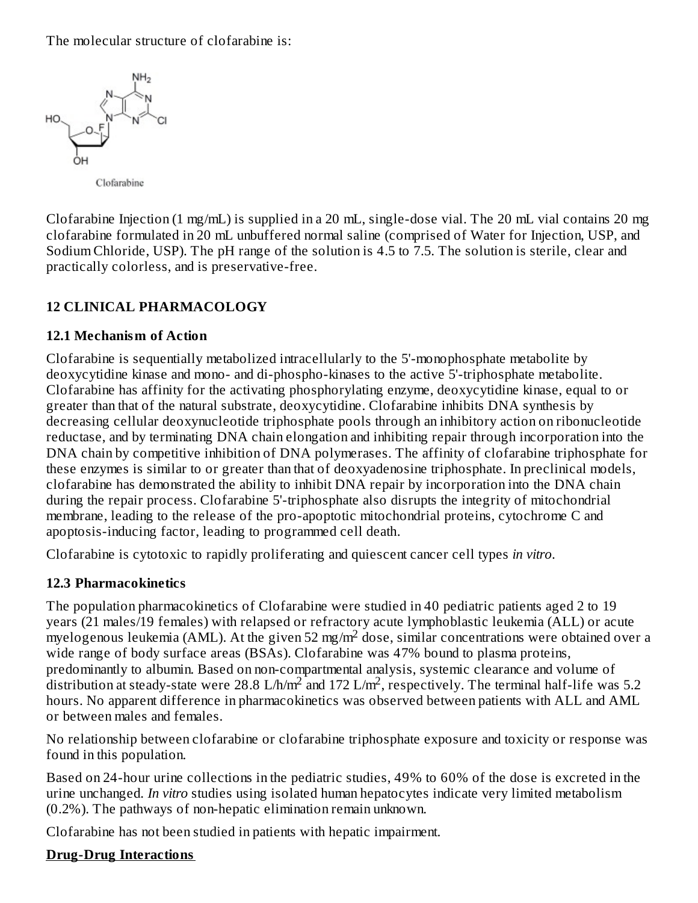The molecular structure of clofarabine is:

Clofarabine

Clofarabine Injection (1 mg/mL) is supplied in a 20 mL, single-dose vial. The 20 mL vial contains 20 mg clofarabine formulated in 20 mL unbuffered normal saline (comprised of Water for Injection, USP, and Sodium Chloride, USP). The pH range of the solution is 4.5 to 7.5. The solution is sterile, clear and practically colorless, and is preservative-free.

## 12 CLINICAL PHARMACOLOGY

### 12.1 Mechanism of Action

Clofarabine is sequentially metabolized intracellularly to the 5'-monophosphate metabolite by deoxycytidine kinase and mono- and di-phospho-kinases to the active 5'-triphosphate metabolite. Clofarabine has affinity for the activating phosphorylating enzyme, deoxycytidine kinase, equal to or greater than that of the natural substrate, deoxycytidine. Clofarabine inhibits DNA synthesis by decreasing cellular deoxynucleotide triphosphate pools through an inhibitory action on ribonucleotide reductase, and by terminating DNA chain elongation and inhibiting repair through incorporation into the DNA chain by competitive inhibition of DNA polymerases. The affinity of clofarabine triphosphate for these enzymes is similar to or greater than that of deoxyadenosine triphosphate. In preclinical models, clofarabine has demonstrated the ability to inhibit DNA repair by incorporation into the DNA chain during the repair process. Clofarabine 5'-triphosphate also disrupts the integrity of mitochondrial membrane, leading to the release of the pro-apoptotic mitochondrial proteins, cytochrome C and apoptosis-inducing factor, leading to programmed cell death.

Clofarabine is cytotoxic to rapidly proliferating and quiescent cancer cell types *in vitro*.

### 12.3 Pharmacokinetics

The population pharmacokinetics of Clofarabine were studied in 40 pediatric patients aged 2 to 19 years (21 males/19 females) with relapsed or refractory acute lymphoblastic leukemia (ALL) or acute myelogenous leukemia (AML). At the given 52 $mg/m^2$ dose, similar concentrations were obtained over a wide range of body surface areas (BSAs). Clofarabine was 47% bound to plasma proteins, predominantly to albumin. Based on non-compartmental analysis, systemic clearance and volume of distribution at steady-state were 28.8 $L/h/m^2$ and 172 $L/m^2$, respectively. The terminal half-life was 5.2 hours. No apparent difference in pharmacokinetics was observed between patients with ALL and AML or between males and females.

No relationship between clofarabine or clofarabine triphosphate exposure and toxicity or response was found in this population.

Based on 24-hour urine collections in the pediatric studies, 49% to 60% of the dose is excreted in the urine unchanged. *In vitro* studies using isolated human hepatocytes indicate very limited metabolism (0.2%). The pathways of non-hepatic elimination remain unknown.

Clofarabine has not been studied in patients with hepatic impairment.

**Drug-Drug Interactions**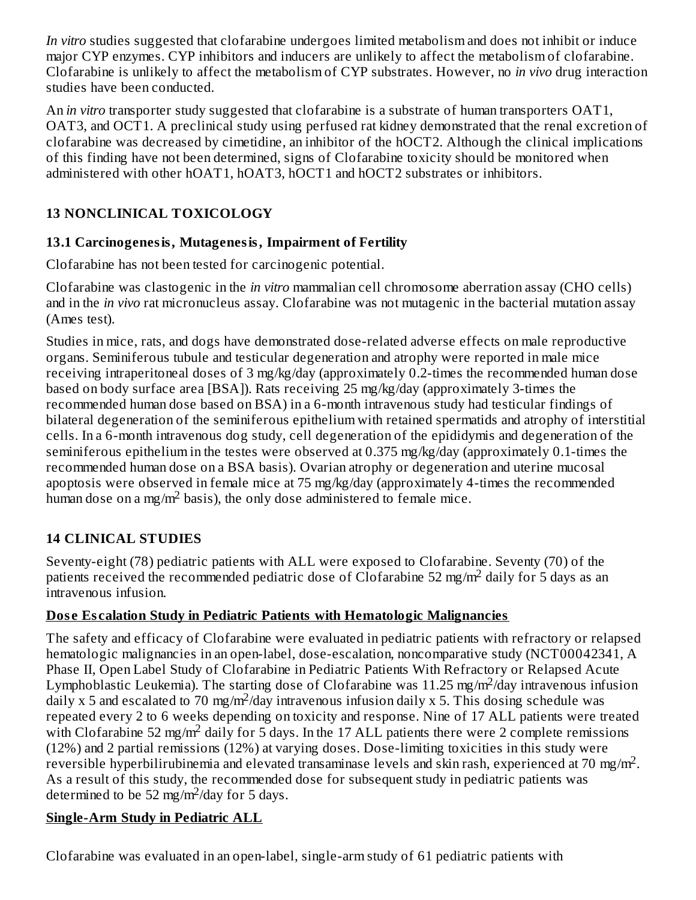*In vitro* studies suggested that clofarabine undergoes limited metabolism and does not inhibit or induce major CYP enzymes. CYP inhibitors and inducers are unlikely to affect the metabolism of clofarabine. Clofarabine is unlikely to affect the metabolism of CYP substrates. However, no *in vivo* drug interaction studies have been conducted.

An *in vitro* transporter study suggested that clofarabine is a substrate of human transporters OAT1, OAT3, and OCT1. A preclinical study using perfused rat kidney demonstrated that the renal excretion of clofarabine was decreased by cimetidine, an inhibitor of the hOCT2. Although the clinical implications of this finding have not been determined, signs of Clofarabine toxicity should be monitored when administered with other hOAT1, hOAT3, hOCT1 and hOCT2 substrates or inhibitors.

## 13 NONCLINICAL TOXICOLOGY

### 13.1 Carcinogenesis, Mutagenesis, Impairment of Fertility

Clofarabine has not been tested for carcinogenic potential.

Clofarabine was clastogenic in the *in vitro* mammalian cell chromosome aberration assay (CHO cells) and in the *in vivo* rat micronucleus assay. Clofarabine was not mutagenic in the bacterial mutation assay (Ames test).

Studies in mice, rats, and dogs have demonstrated dose-related adverse effects on male reproductive organs. Seminiferous tubule and testicular degeneration and atrophy were reported in male mice receiving intraperitoneal doses of 3 mg/kg/day (approximately 0.2-times the recommended human dose based on body surface area [BSA]). Rats receiving 25 mg/kg/day (approximately 3-times the recommended human dose based on BSA) in a 6-month intravenous study had testicular findings of bilateral degeneration of the seminiferous epithelium with retained spermatids and atrophy of interstitial cells. In a 6-month intravenous dog study, cell degeneration of the epididymis and degeneration of the seminiferous epithelium in the testes were observed at 0.375 mg/kg/day (approximately 0.1-times the recommended human dose on a BSA basis). Ovarian atrophy or degeneration and uterine mucosal apoptosis were observed in female mice at 75 mg/kg/day (approximately 4-times the recommended human dose on a mg/m$^2$ basis), the only dose administered to female mice.

## 14 CLINICAL STUDIES

Seventy-eight (78) pediatric patients with ALL were exposed to Clofarabine. Seventy (70) of the patients received the recommended pediatric dose of Clofarabine 52 mg/m$^2$ daily for 5 days as an intravenous infusion.

**Dose Escalation Study in Pediatric Patients with Hematologic Malignancies**

The safety and efficacy of Clofarabine were evaluated in pediatric patients with refractory or relapsed hematologic malignancies in an open-label, dose-escalation, noncomparative study (NCT00042341, A Phase II, Open Label Study of Clofarabine in Pediatric Patients With Refractory or Relapsed Acute Lymphoblastic Leukemia). The starting dose of Clofarabine was 11.25 mg/m$^2$/day intravenous infusion daily x 5 and escalated to 70 mg/m$^2$/day intravenous infusion daily x 5. This dosing schedule was repeated every 2 to 6 weeks depending on toxicity and response. Nine of 17 ALL patients were treated with Clofarabine 52 mg/m$^2$ daily for 5 days. In the 17 ALL patients there were 2 complete remissions (12%) and 2 partial remissions (12%) at varying doses. Dose-limiting toxicities in this study were reversible hyperbilirubinemia and elevated transaminase levels and skin rash, experienced at 70 mg/m$^2$. As a result of this study, the recommended dose for subsequent study in pediatric patients was determined to be 52 mg/m$^2$/day for 5 days.

**Single-Arm Study in Pediatric ALL**

Clofarabine was evaluated in an open-label, single-arm study of 61 pediatric patients with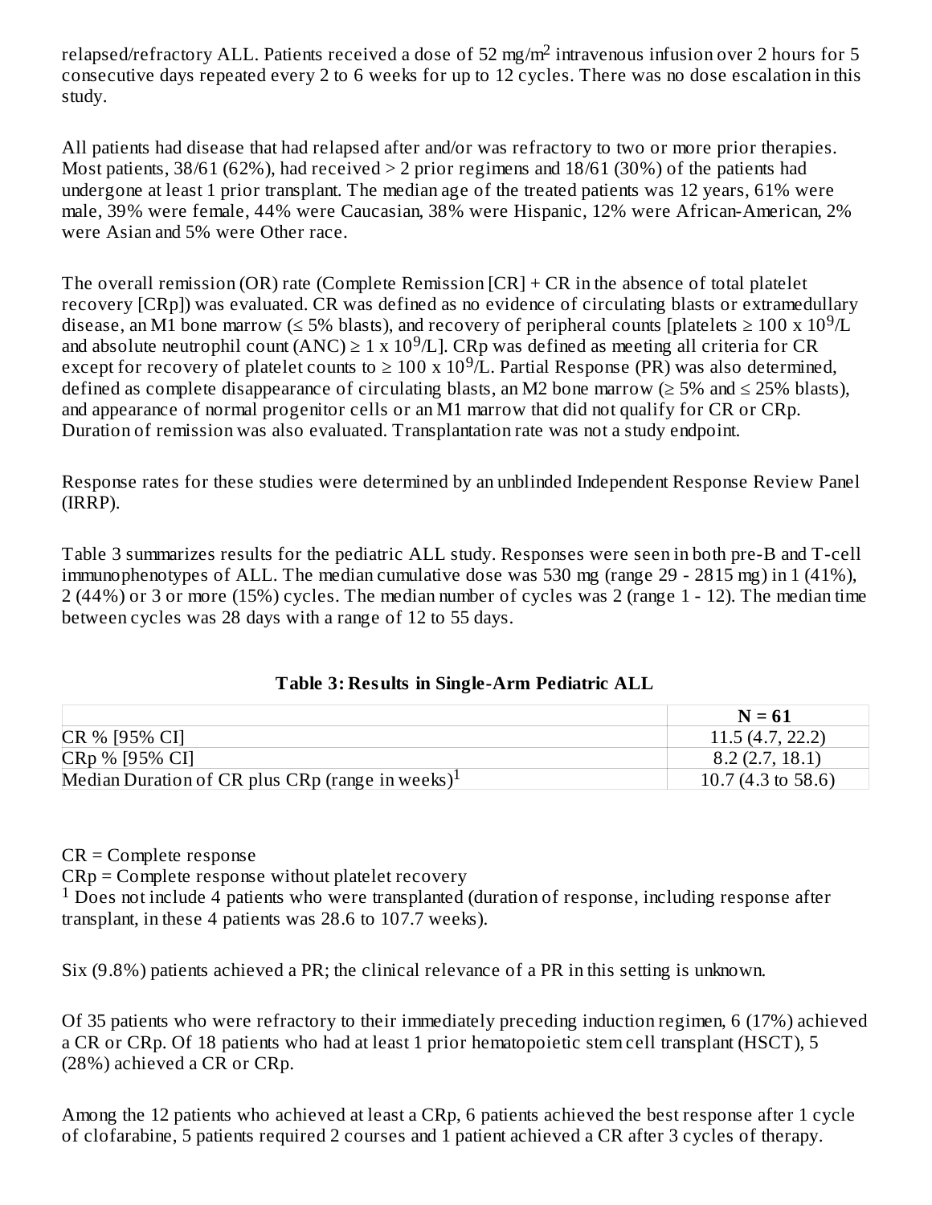relapsed/refractory ALL. Patients received a dose of 52 mg/$m^2$ intravenous infusion over 2 hours for 5 consecutive days repeated every 2 to 6 weeks for up to 12 cycles. There was no dose escalation in this study.

All patients had disease that had relapsed after and/or was refractory to two or more prior therapies. Most patients, 38/61 (62%), had received > 2 prior regimens and 18/61 (30%) of the patients had undergone at least 1 prior transplant. The median age of the treated patients was 12 years, 61% were male, 39% were female, 44% were Caucasian, 38% were Hispanic, 12% were African-American, 2% were Asian and 5% were Other race.

The overall remission (OR) rate (Complete Remission [CR] + CR in the absence of total platelet recovery [CRp]) was evaluated. CR was defined as no evidence of circulating blasts or extramedullary disease, an M1 bone marrow (≤ 5% blasts), and recovery of peripheral counts [platelets ≥ 100 x $10^9$/L and absolute neutrophil count (ANC) ≥ 1 x $10^9$/L]. CRp was defined as meeting all criteria for CR except for recovery of platelet counts to ≥ 100 x $10^9$/L. Partial Response (PR) was also determined, defined as complete disappearance of circulating blasts, an M2 bone marrow (≥ 5% and ≤ 25% blasts), and appearance of normal progenitor cells or an M1 marrow that did not qualify for CR or CRp. Duration of remission was also evaluated. Transplantation rate was not a study endpoint.

Response rates for these studies were determined by an unblinded Independent Response Review Panel (IRRP).

Table 3 summarizes results for the pediatric ALL study. Responses were seen in both pre-B and T-cell immunophenotypes of ALL. The median cumulative dose was 530 mg (range 29 - 2815 mg) in 1 (41%), 2 (44%) or 3 or more (15%) cycles. The median number of cycles was 2 (range 1 - 12). The median time between cycles was 28 days with a range of 12 to 55 days.

**Table 3: Results in Single-Arm Pediatric ALL**

| | N = 61 |
|---|---|
| CR % [95% CI] | 11.5 (4.7, 22.2) |
| CRp % [95% CI] | 8.2 (2.7, 18.1) |
| Median Duration of CR plus CRp (range in weeks)[1] | 10.7 (4.3 to 58.6) |

CR = Complete response
CRp = Complete response without platelet recovery
[1] Does not include 4 patients who were transplanted (duration of response, including response after transplant, in these 4 patients was 28.6 to 107.7 weeks).

Six (9.8%) patients achieved a PR; the clinical relevance of a PR in this setting is unknown.

Of 35 patients who were refractory to their immediately preceding induction regimen, 6 (17%) achieved a CR or CRp. Of 18 patients who had at least 1 prior hematopoietic stem cell transplant (HSCT), 5 (28%) achieved a CR or CRp.

Among the 12 patients who achieved at least a CRp, 6 patients achieved the best response after 1 cycle of clofarabine, 5 patients required 2 courses and 1 patient achieved a CR after 3 cycles of therapy.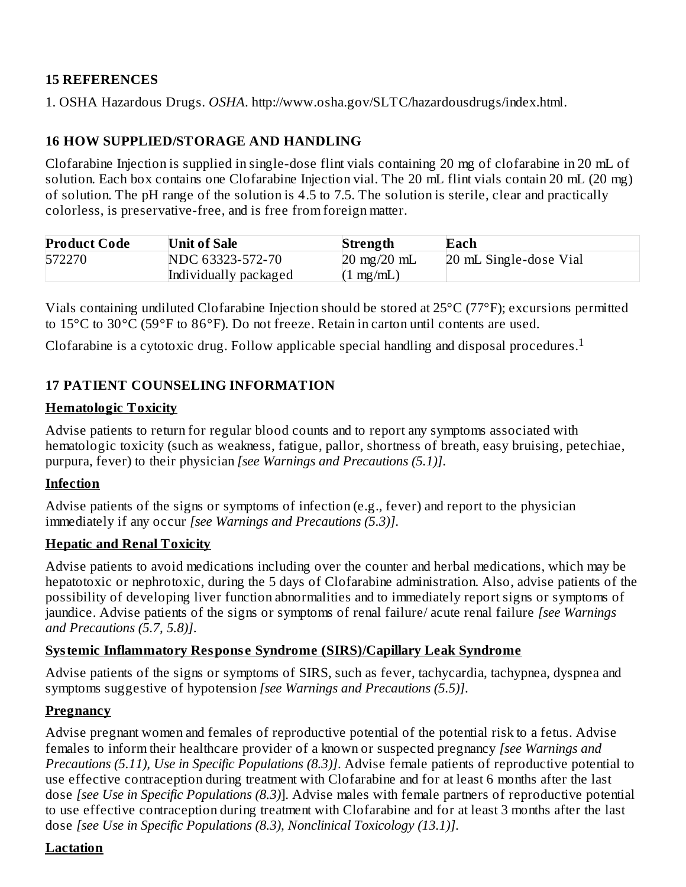## 15 REFERENCES

1. OSHA Hazardous Drugs. *OSHA*. http://www.osha.gov/SLTC/hazardousdrugs/index.html.

## 16 HOW SUPPLIED/STORAGE AND HANDLING

Clofarabine Injection is supplied in single-dose flint vials containing 20 mg of clofarabine in 20 mL of solution. Each box contains one Clofarabine Injection vial. The 20 mL flint vials contain 20 mL (20 mg) of solution. The pH range of the solution is 4.5 to 7.5. The solution is sterile, clear and practically colorless, is preservative-free, and is free from foreign matter.

| Product Code | Unit of Sale | Strength | Each |
|---|---|---|---|
| 572270 | NDC 63323-572-70 Individually packaged | 20 mg/20 mL (1 mg/mL) | 20 mL Single-dose Vial |

Vials containing undiluted Clofarabine Injection should be stored at 25°C (77°F); excursions permitted to 15°C to 30°C (59°F to 86°F). Do not freeze. Retain in carton until contents are used.

Clofarabine is a cytotoxic drug. Follow applicable special handling and disposal procedures.[1]

## 17 PATIENT COUNSELING INFORMATION

**Hematologic Toxicity**

Advise patients to return for regular blood counts and to report any symptoms associated with hematologic toxicity (such as weakness, fatigue, pallor, shortness of breath, easy bruising, petechiae, purpura, fever) to their physician *[see Warnings and Precautions (5.1)]*.

**Infection**

Advise patients of the signs or symptoms of infection (e.g., fever) and report to the physician immediately if any occur *[see Warnings and Precautions (5.3)]*.

**Hepatic and Renal Toxicity**

Advise patients to avoid medications including over the counter and herbal medications, which may be hepatotoxic or nephrotoxic, during the 5 days of Clofarabine administration. Also, advise patients of the possibility of developing liver function abnormalities and to immediately report signs or symptoms of jaundice. Advise patients of the signs or symptoms of renal failure/ acute renal failure *[see Warnings and Precautions (5.7, 5.8)]*.

**Systemic Inflammatory Response Syndrome (SIRS)/Capillary Leak Syndrome**

Advise patients of the signs or symptoms of SIRS, such as fever, tachycardia, tachypnea, dyspnea and symptoms suggestive of hypotension *[see Warnings and Precautions (5.5)]*.

**Pregnancy**

Advise pregnant women and females of reproductive potential of the potential risk to a fetus. Advise females to inform their healthcare provider of a known or suspected pregnancy *[see Warnings and Precautions (5.11), Use in Specific Populations (8.3)]*. Advise female patients of reproductive potential to use effective contraception during treatment with Clofarabine and for at least 6 months after the last dose *[see Use in Specific Populations (8.3)]*. Advise males with female partners of reproductive potential to use effective contraception during treatment with Clofarabine and for at least 3 months after the last dose *[see Use in Specific Populations (8.3), Nonclinical Toxicology (13.1)]*.

**Lactation**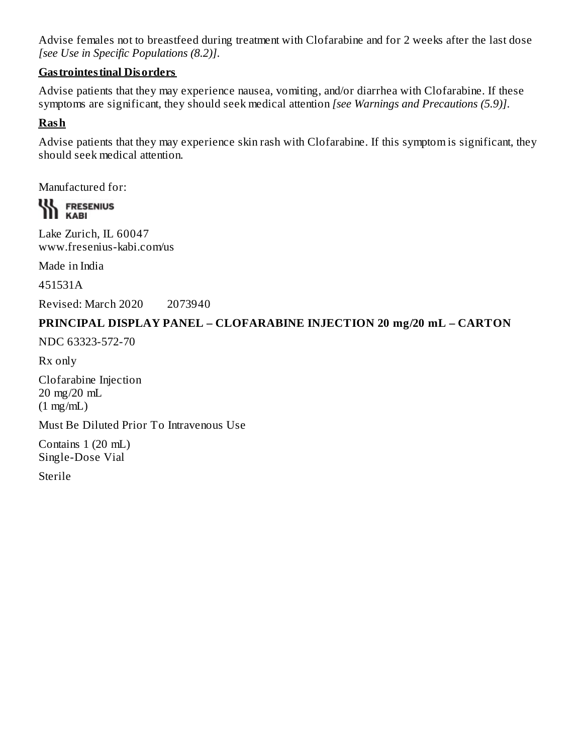Advise females not to breastfeed during treatment with Clofarabine and for 2 weeks after the last dose *[see Use in Specific Populations (8.2)]*.

**Gastrointestinal Disorders**

Advise patients that they may experience nausea, vomiting, and/or diarrhea with Clofarabine. If these symptoms are significant, they should seek medical attention *[see Warnings and Precautions (5.9)]*.

**Rash**

Advise patients that they may experience skin rash with Clofarabine. If this symptom is significant, they should seek medical attention.

Manufactured for:

FRESENIUS KABI

Lake Zurich, IL 60047
www.fresenius-kabi.com/us

Made in India

451531A

Revised: March 2020 2073940

**PRINCIPAL DISPLAY PANEL – CLOFARABINE INJECTION 20 mg/20 mL – CARTON**

NDC 63323-572-70

Rx only

Clofarabine Injection
20 mg/20 mL
(1 mg/mL)

Must Be Diluted Prior To Intravenous Use

Contains 1 (20 mL)
Single-Dose Vial

Sterile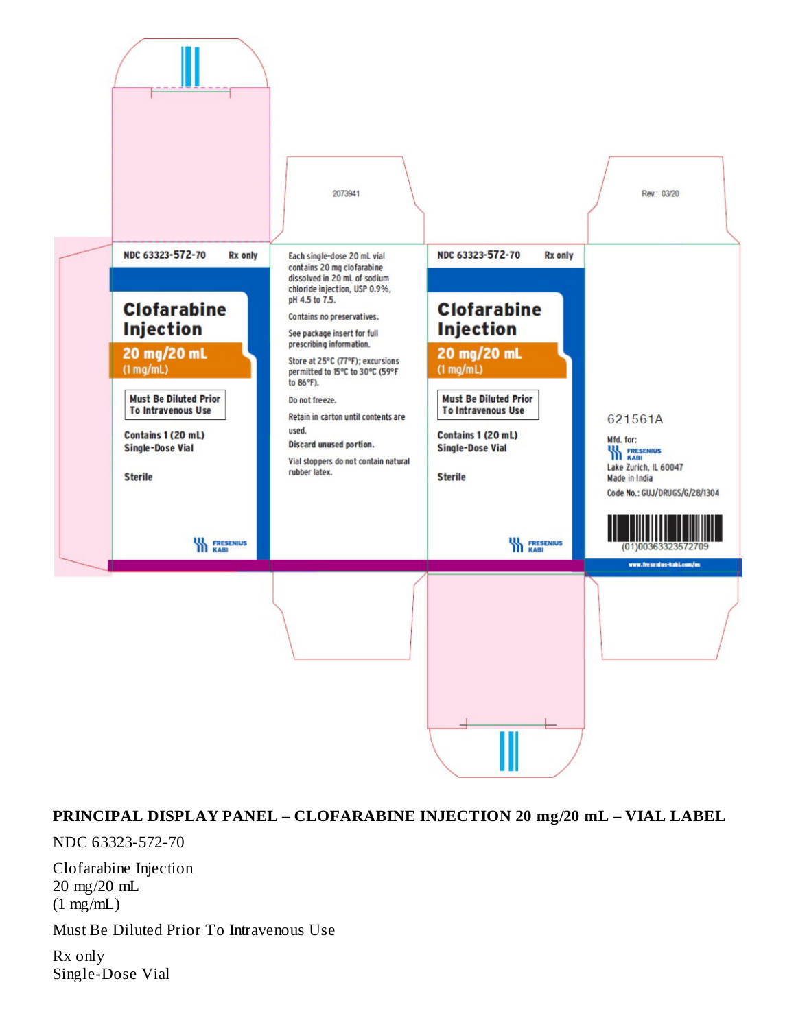2073941

Rev.: 03/20

NDC 63323-572-70 Rx only

**Clofarabine Injection**

**20 mg/20 mL**
(1 mg/mL)

**Must Be Diluted Prior To Intravenous Use**

**Contains 1 (20 mL) Single-Dose Vial**

**Sterile**

FRESENIUS KABI

Each single-dose 20 mL vial contains 20 mg clofarabine dissolved in 20 mL of sodium chloride injection, USP 0.9%, pH 4.5 to 7.5.

Contains no preservatives.

See package insert for full prescribing information.

Store at 25°C (77°F); excursions permitted to 15°C to 30°C (59°F to 86°F).

Do not freeze.

Retain in carton until contents are used.

**Discard unused portion.**

Vial stoppers do not contain natural rubber latex.

NDC 63323-572-70 Rx only

**Clofarabine Injection**

**20 mg/20 mL**
(1 mg/mL)

**Must Be Diluted Prior To Intravenous Use**

**Contains 1 (20 mL) Single-Dose Vial**

**Sterile**

FRESENIUS KABI

621561A

Mfd. for:
FRESENIUS KABI
Lake Zurich, IL 60047
Made in India
Code No.: GUJ/DRUGS/G/28/1304

(01)00363323572709

www.fresenius-kabi.com/us

**PRINCIPAL DISPLAY PANEL – CLOFARABINE INJECTION 20 mg/20 mL – VIAL LABEL**

NDC 63323-572-70

Clofarabine Injection
20 mg/20 mL
(1 mg/mL)

Must Be Diluted Prior To Intravenous Use

Rx only
Single-Dose Vial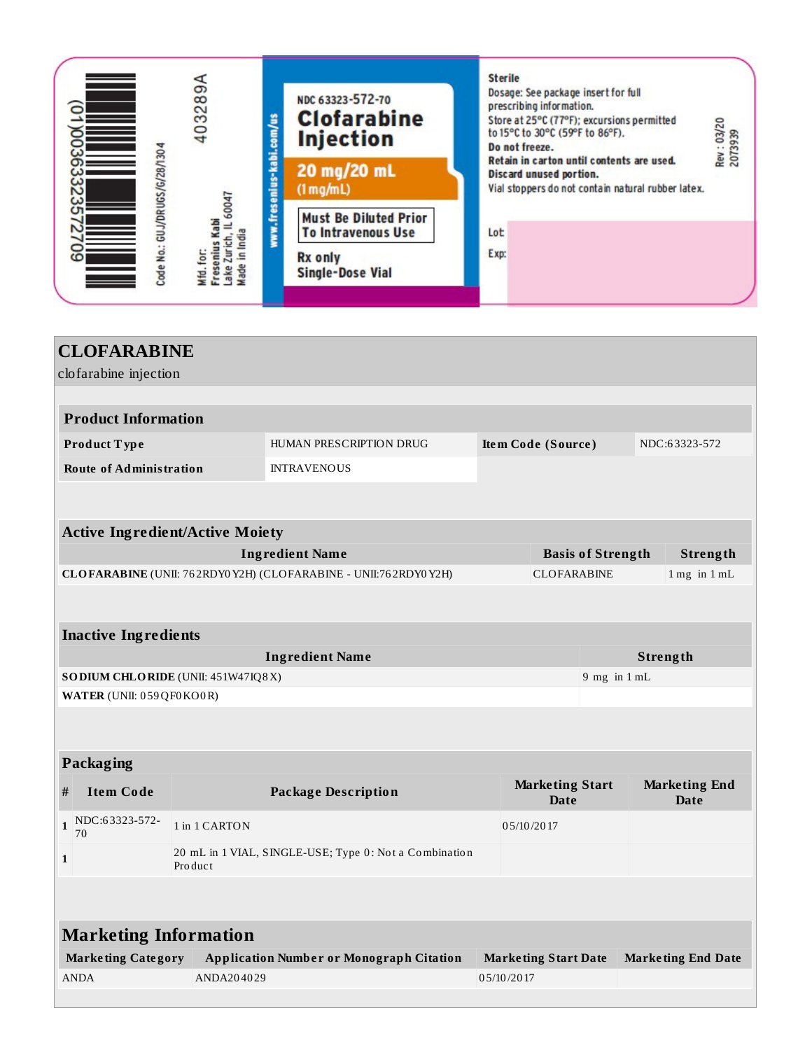(01)00363323572709

Code No.: GUJ/DRUGS/G/28/1304

403289A

Mfd. for:
Fresenius Kabi
Lake Zurich, IL 60047
Made in India

www.fresenius-kabi.com/us

NDC 63323-572-70

**Clofarabine Injection**

**20 mg/20 mL**
**(1 mg/mL)**

**Must Be Diluted Prior To Intravenous Use**

**Rx only**
**Single-Dose Vial**

**Sterile**
Dosage: See package insert for full prescribing information.
Store at 25°C (77°F); excursions permitted to 15°C to 30°C (59°F to 86°F).
**Do not freeze.**
**Retain in carton until contents are used.**
**Discard unused portion.**
Vial stoppers do not contain natural rubber latex.

Lot:
Exp:

Rev : 03/20
2073939

# CLOFARABINE

clofarabine injection

## Product Information

| Product Type | HUMAN PRESCRIPTION DRUG | Item Code (Source) | NDC:63323-572 |
|---|---|---|---|
| Route of Administration | INTRAVENOUS | | |

## Active Ingredient/Active Moiety

| Ingredient Name | Basis of Strength | Strength |
|---|---|---|
| **CLOFARABINE** (UNII: 762RDY0Y2H) (CLOFARABINE - UNII:762RDY0Y2H) | CLOFARABINE | 1 mg in 1 mL |

## Inactive Ingredients

| Ingredient Name | Strength |
|---|---|
| **SODIUM CHLORIDE** (UNII: 451W47IQ8X) | 9 mg in 1 mL |
| **WATER** (UNII: 059QF0KO0R) | |

## Packaging

| # | Item Code | Package Description | Marketing Start Date | Marketing End Date |
|---|---|---|---|---|
| 1 | NDC:63323-572-70 | 1 in 1 CARTON | 05/10/2017 | |
| 1 | | 20 mL in 1 VIAL, SINGLE-USE; Type 0: Not a Combination Product | | |

## Marketing Information

| Marketing Category | Application Number or Monograph Citation | Marketing Start Date | Marketing End Date |
|---|---|---|---|
| ANDA | ANDA204029 | 05/10/2017 | |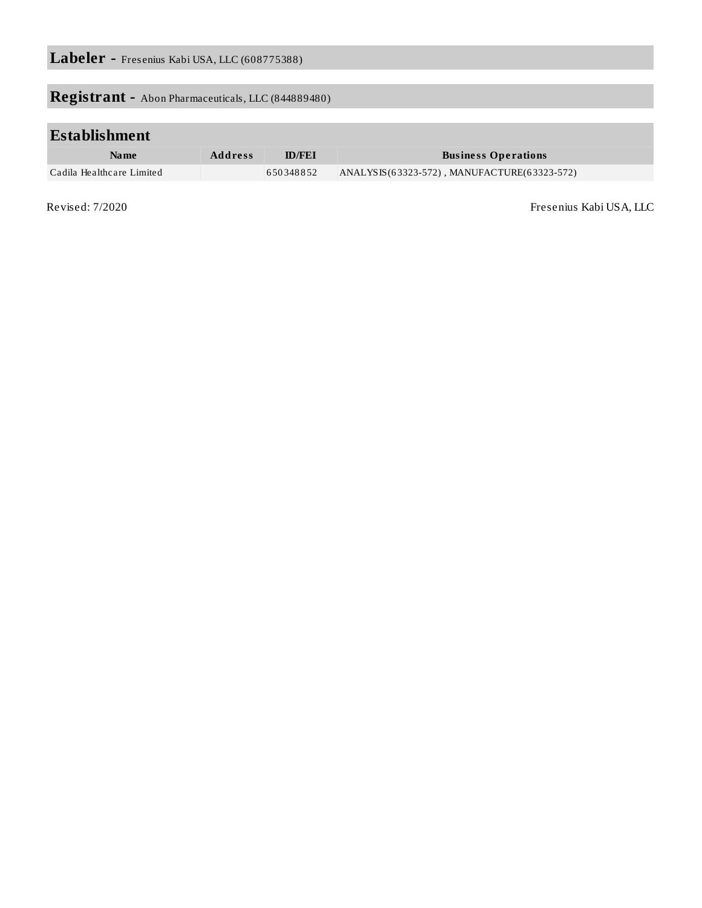## Labeler - Fresenius Kabi USA, LLC (608775388)

## Registrant - Abon Pharmaceuticals, LLC (844889480)

## Establishment

| Name | Address | ID/FEI | Business Operations |
|---|---|---|---|
| Cadila Healthcare Limited | | 650348852 | ANALYSIS(63323-572) , MANUFACTURE(63323-572) |

Revised: 7/2020

Fresenius Kabi USA, LLC